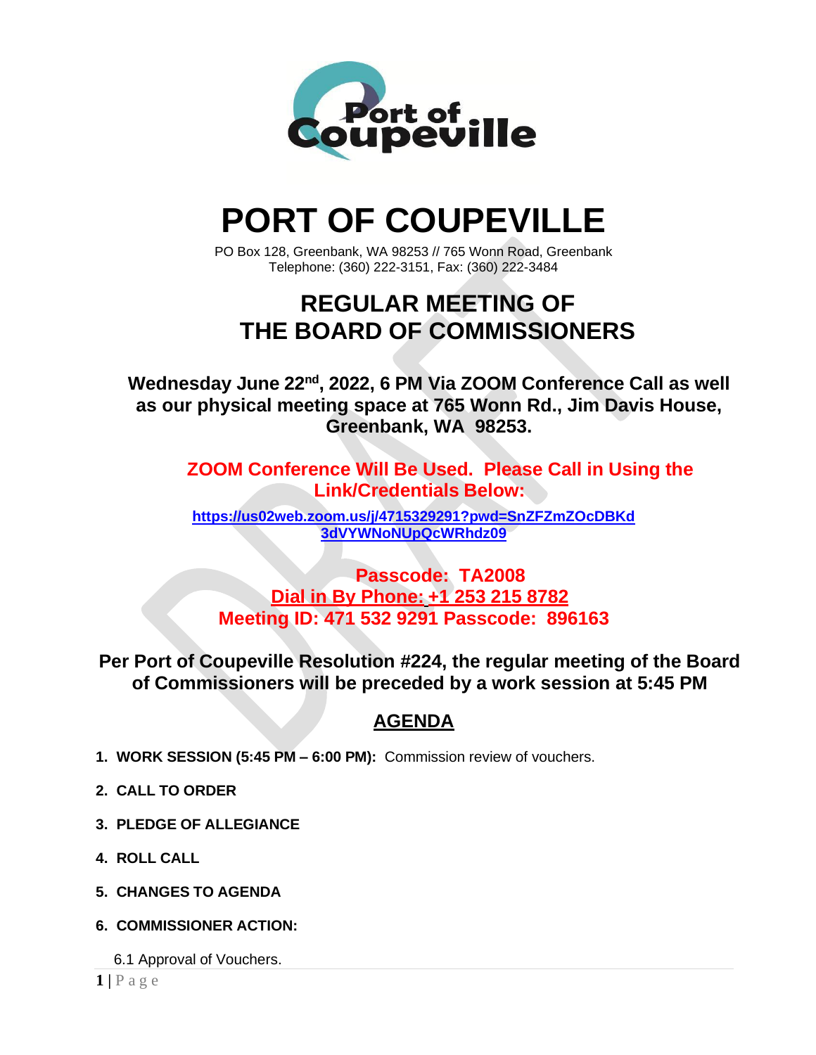# PORT OF COUPEVILLE

PO Box 128, Greenbank, WA 98253 // 765 Wonn Road, Greenbank
Telephone: (360) 222-3151, Fax: (360) 222-3484

## REGULAR MEETING OF THE BOARD OF COMMISSIONERS

**Wednesday June 22nd, 2022, 6 PM Via ZOOM Conference Call as well as our physical meeting space at 765 Wonn Rd., Jim Davis House, Greenbank, WA 98253.**

**ZOOM Conference Will Be Used. Please Call in Using the Link/Credentials Below:**

**https://us02web.zoom.us/j/4715329291?pwd=SnZFZmZOcDBKd3dVYWNoNUpQcWRhdz09**

**Passcode: TA2008**
**Dial in By Phone: +1 253 215 8782**
**Meeting ID: 471 532 9291 Passcode: 896163**

**Per Port of Coupeville Resolution #224, the regular meeting of the Board of Commissioners will be preceded by a work session at 5:45 PM**

## AGENDA

1. **WORK SESSION (5:45 PM – 6:00 PM):** Commission review of vouchers.
2. **CALL TO ORDER**
3. **PLEDGE OF ALLEGIANCE**
4. **ROLL CALL**
5. **CHANGES TO AGENDA**
6. **COMMISSIONER ACTION:**

   6.1 Approval of Vouchers.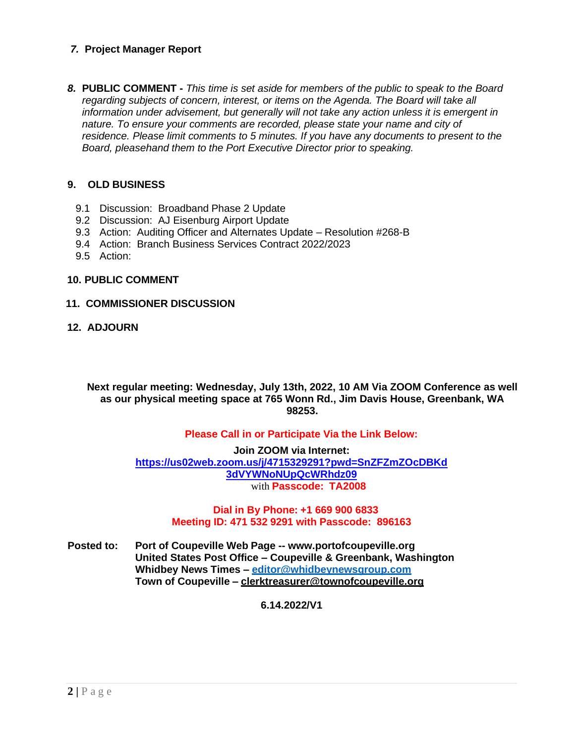***7.*** **Project Manager Report**

***8.*** **PUBLIC COMMENT -** *This time is set aside for members of the public to speak to the Board regarding subjects of concern, interest, or items on the Agenda. The Board will take all information under advisement, but generally will not take any action unless it is emergent in nature. To ensure your comments are recorded, please state your name and city of residence. Please limit comments to 5 minutes. If you have any documents to present to the Board, pleasehand them to the Port Executive Director prior to speaking.*

**9. OLD BUSINESS**

9.1 Discussion: Broadband Phase 2 Update
9.2 Discussion: AJ Eisenburg Airport Update
9.3 Action: Auditing Officer and Alternates Update – Resolution #268-B
9.4 Action: Branch Business Services Contract 2022/2023
9.5 Action:

**10. PUBLIC COMMENT**

**11. COMMISSIONER DISCUSSION**

**12. ADJOURN**

**Next regular meeting: Wednesday, July 13th, 2022, 10 AM Via ZOOM Conference as well as our physical meeting space at 765 Wonn Rd., Jim Davis House, Greenbank, WA 98253.**

**Please Call in or Participate Via the Link Below:**

**Join ZOOM via Internet:**
**https://us02web.zoom.us/j/4715329291?pwd=SnZFZmZOcDBKd3dVYWNoNUpQcWRhdz09**
with **Passcode: TA2008**

**Dial in By Phone: +1 669 900 6833**
**Meeting ID: 471 532 9291 with Passcode: 896163**

**Posted to:** **Port of Coupeville Web Page -- www.portofcoupeville.org**
**United States Post Office – Coupeville & Greenbank, Washington**
**Whidbey News Times – editor@whidbeynewsgroup.com**
**Town of Coupeville – clerktreasurer@townofcoupeville.org**

**6.14.2022/V1**